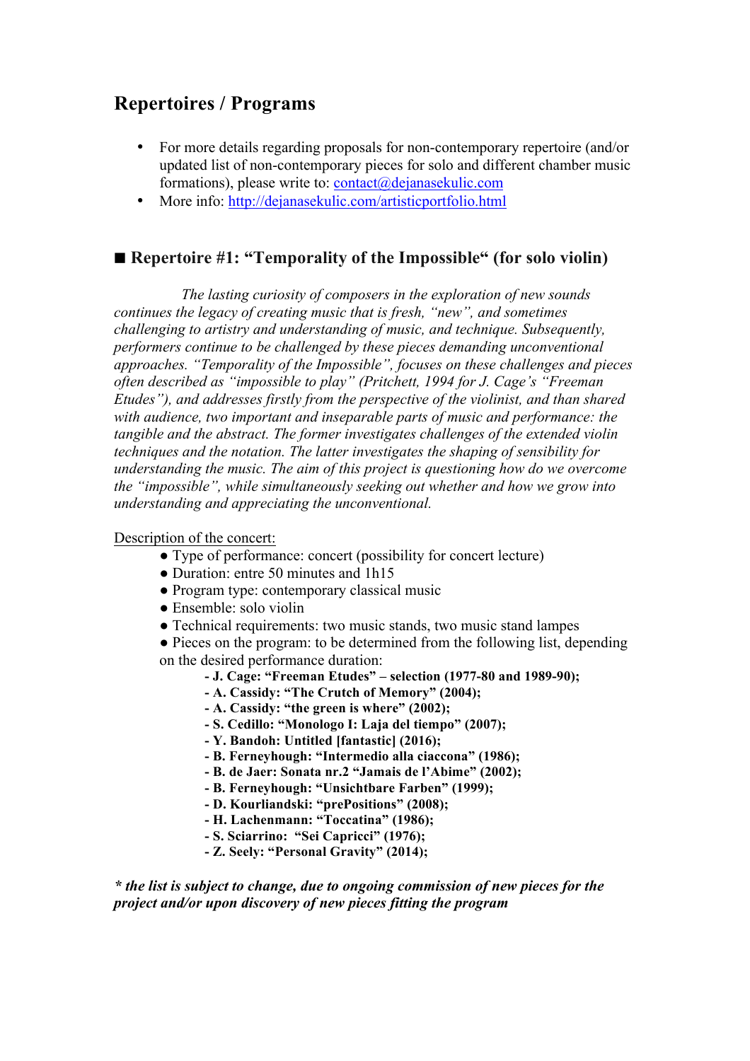# Repertoires / Programs

- For more details regarding proposals for non-contemporary repertoire (and/or updated list of non-contemporary pieces for solo and different chamber music formations), please write to: contact@dejanasekulic.com
- More info: http://dejanasekulic.com/artisticportfolio.html

## ■ Repertoire #1: "Temporality of the Impossible" (for solo violin)

*The lasting curiosity of composers in the exploration of new sounds continues the legacy of creating music that is fresh, "new", and sometimes challenging to artistry and understanding of music, and technique. Subsequently, performers continue to be challenged by these pieces demanding unconventional approaches. "Temporality of the Impossible", focuses on these challenges and pieces often described as "impossible to play" (Pritchett, 1994 for J. Cage's "Freeman Etudes"), and addresses firstly from the perspective of the violinist, and than shared with audience, two important and inseparable parts of music and performance: the tangible and the abstract. The former investigates challenges of the extended violin techniques and the notation. The latter investigates the shaping of sensibility for understanding the music. The aim of this project is questioning how do we overcome the "impossible", while simultaneously seeking out whether and how we grow into understanding and appreciating the unconventional.*

Description of the concert:

- Type of performance: concert (possibility for concert lecture)
- Duration: entre 50 minutes and 1h15
- Program type: contemporary classical music
- Ensemble: solo violin
- Technical requirements: two music stands, two music stand lampes
- Pieces on the program: to be determined from the following list, depending on the desired performance duration:
  - **J. Cage: "Freeman Etudes" – selection (1977-80 and 1989-90);**
  - **A. Cassidy: "The Crutch of Memory" (2004);**
  - **A. Cassidy: "the green is where" (2002);**
  - **S. Cedillo: "Monologo I: Laja del tiempo" (2007);**
  - **Y. Bandoh: Untitled [fantastic] (2016);**
  - **B. Ferneyhough: "Intermedio alla ciaccona" (1986);**
  - **B. de Jaer: Sonata nr.2 "Jamais de l'Abime" (2002);**
  - **B. Ferneyhough: "Unsichtbare Farben" (1999);**
  - **D. Kourliandski: "prePositions" (2008);**
  - **H. Lachenmann: "Toccatina" (1986);**
  - **S. Sciarrino: "Sei Capricci" (1976);**
  - **Z. Seely: "Personal Gravity" (2014);**

***\* the list is subject to change, due to ongoing commission of new pieces for the project and/or upon discovery of new pieces fitting the program***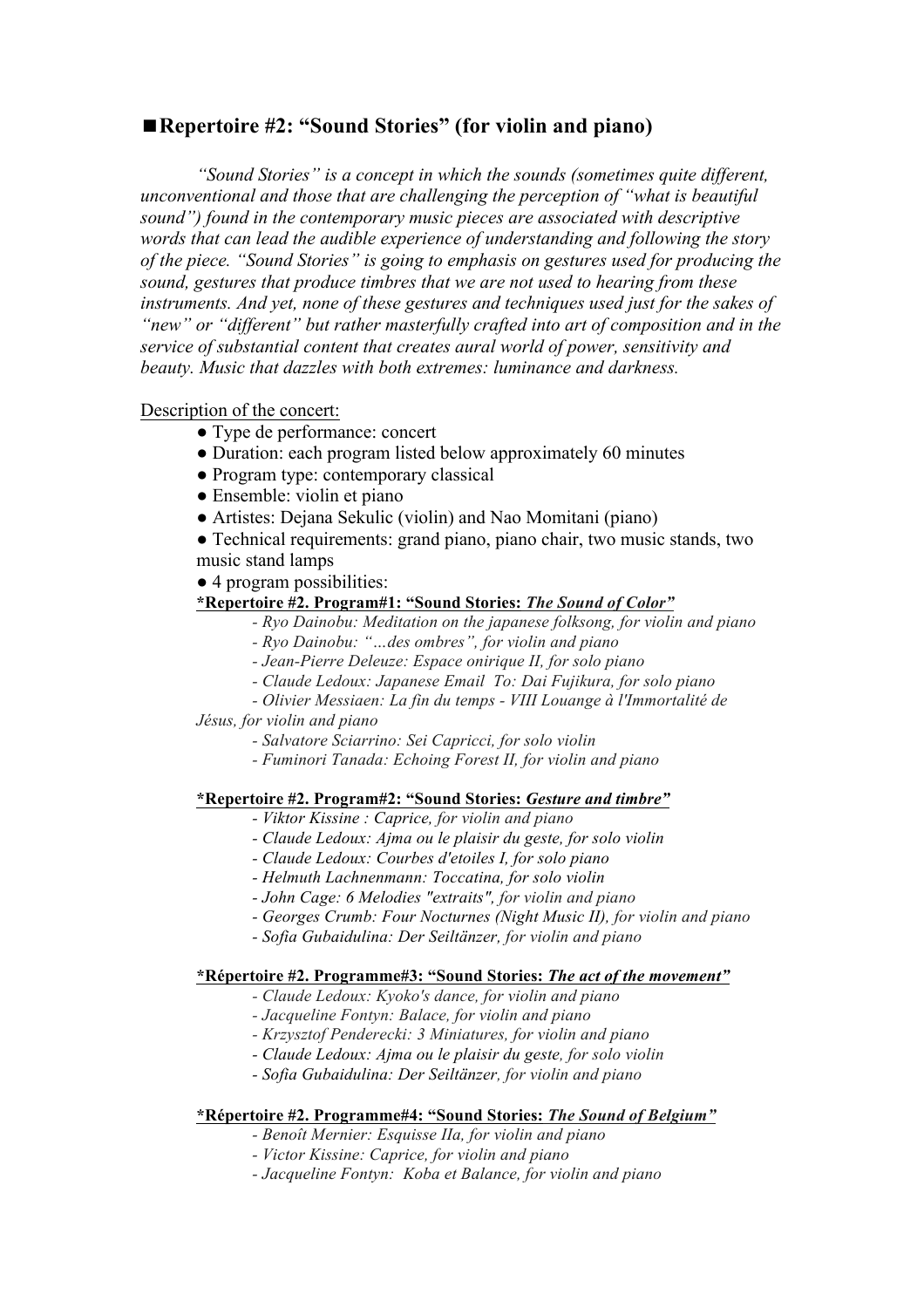## ■Repertoire #2: "Sound Stories" (for violin and piano)

*"Sound Stories" is a concept in which the sounds (sometimes quite different, unconventional and those that are challenging the perception of "what is beautiful sound") found in the contemporary music pieces are associated with descriptive words that can lead the audible experience of understanding and following the story of the piece. "Sound Stories" is going to emphasis on gestures used for producing the sound, gestures that produce timbres that we are not used to hearing from these instruments. And yet, none of these gestures and techniques used just for the sakes of "new" or "different" but rather masterfully crafted into art of composition and in the service of substantial content that creates aural world of power, sensitivity and beauty. Music that dazzles with both extremes: luminance and darkness.*

<u>Description of the concert:</u>

- Type de performance: concert
- Duration: each program listed below approximately 60 minutes
- Program type: contemporary classical
- Ensemble: violin et piano
- Artistes: Dejana Sekulic (violin) and Nao Momitani (piano)
- Technical requirements: grand piano, piano chair, two music stands, two music stand lamps
- 4 program possibilities:

**<u>*Repertoire #2. Program#1: "Sound Stories: *The Sound of Color*"</u>**

- *Ryo Dainobu: Meditation on the japanese folksong, for violin and piano*
- *Ryo Dainobu: "…des ombres", for violin and piano*
- *Jean-Pierre Deleuze: Espace onirique II, for solo piano*
- *Claude Ledoux: Japanese Email To: Dai Fujikura, for solo piano*
- *Olivier Messiaen: La fin du temps - VIII Louange à l'Immortalité de Jésus, for violin and piano*
- *Salvatore Sciarrino: Sei Capricci, for solo violin*
- *Fuminori Tanada: Echoing Forest II, for violin and piano*

**<u>*Repertoire #2. Program#2: "Sound Stories: *Gesture and timbre*"</u>**

- *Viktor Kissine : Caprice, for violin and piano*
- *Claude Ledoux: Ajma ou le plaisir du geste, for solo violin*
- *Claude Ledoux: Courbes d'etoiles I, for solo piano*
- *Helmuth Lachnenmann: Toccatina, for solo violin*
- *John Cage: 6 Melodies "extraits", for violin and piano*
- *Georges Crumb: Four Nocturnes (Night Music II), for violin and piano*
- *Sofia Gubaidulina: Der Seiltänzer, for violin and piano*

**<u>*Répertoire #2. Programme#3: "Sound Stories: *The act of the movement*"</u>**

- *Claude Ledoux: Kyoko's dance, for violin and piano*
- *Jacqueline Fontyn: Balace, for violin and piano*
- *Krzysztof Penderecki: 3 Miniatures, for violin and piano*
- *Claude Ledoux: Ajma ou le plaisir du geste, for solo violin*
- *Sofia Gubaidulina: Der Seiltänzer, for violin and piano*

**<u>*Répertoire #2. Programme#4: "Sound Stories: *The Sound of Belgium*"</u>**

- *Benoît Mernier: Esquisse IIa, for violin and piano*
- *Victor Kissine: Caprice, for violin and piano*
- *Jacqueline Fontyn: Koba et Balance, for violin and piano*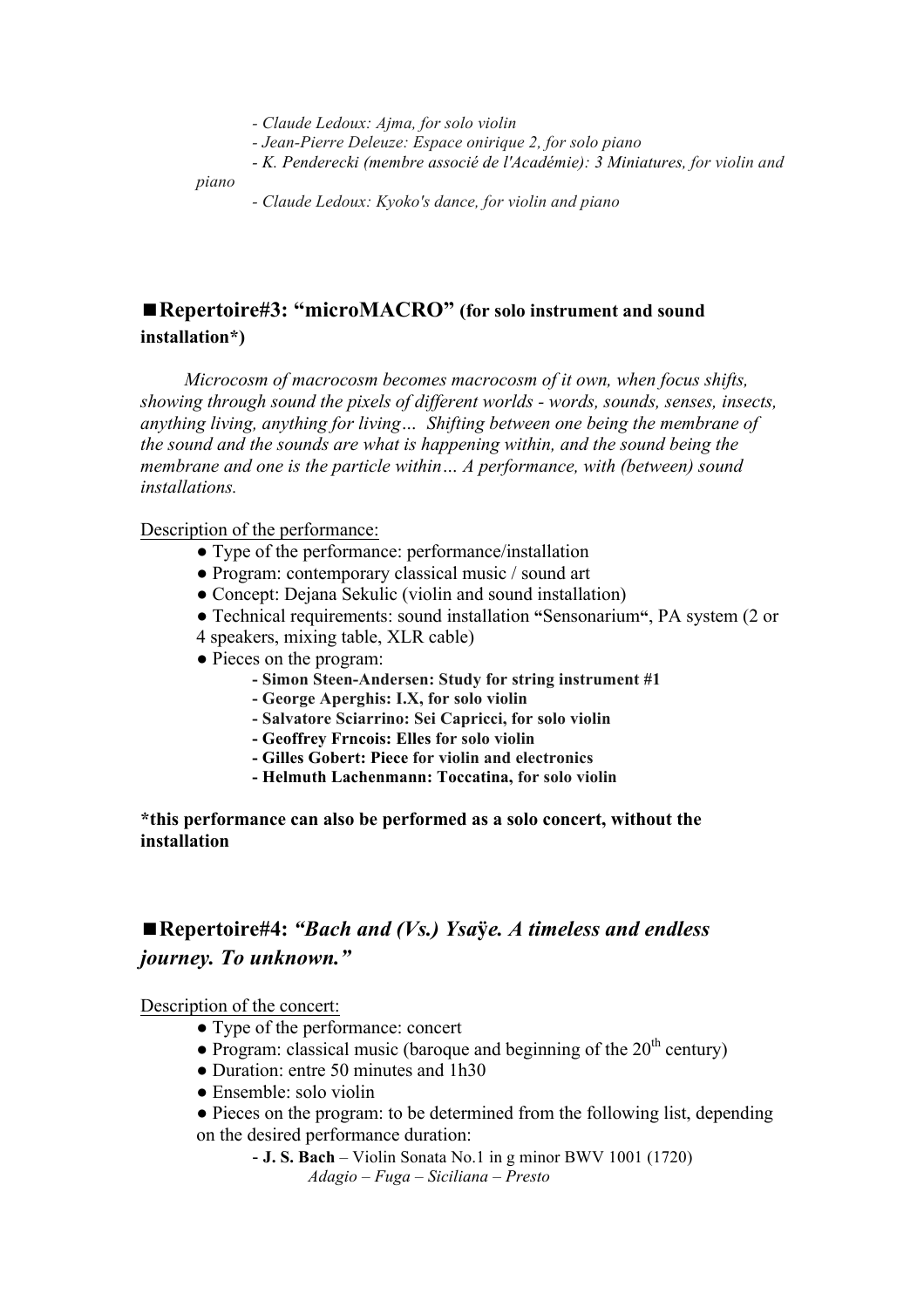- *Claude Ledoux: Ajma, for solo violin*
- *Jean-Pierre Deleuze: Espace onirique 2, for solo piano*
- *K. Penderecki (membre associé de l'Académie): 3 Miniatures, for violin and piano*
- *Claude Ledoux: Kyoko's dance, for violin and piano*

## ■Repertoire#3: "microMACRO" (for solo instrument and sound installation*)

*Microcosm of macrocosm becomes macrocosm of it own, when focus shifts, showing through sound the pixels of different worlds - words, sounds, senses, insects, anything living, anything for living… Shifting between one being the membrane of the sound and the sounds are what is happening within, and the sound being the membrane and one is the particle within… A performance, with (between) sound installations.*

Description of the performance:

- Type of the performance: performance/installation
- Program: contemporary classical music / sound art
- Concept: Dejana Sekulic (violin and sound installation)
- Technical requirements: sound installation "Sensonarium", PA system (2 or 4 speakers, mixing table, XLR cable)
- Pieces on the program:
  - **Simon Steen-Andersen: Study for string instrument #1**
  - **George Aperghis: I.X, for solo violin**
  - **Salvatore Sciarrino: Sei Capricci, for solo violin**
  - **Geoffrey Frncois: Elles for solo violin**
  - **Gilles Gobert: Piece for violin and electronics**
  - **Helmuth Lachenmann: Toccatina, for solo violin**

**\*this performance can also be performed as a solo concert, without the installation**

## ■Repertoire#4: *"Bach and (Vs.) Ysaÿe. A timeless and endless journey. To unknown."*

Description of the concert:

- Type of the performance: concert
- Program: classical music (baroque and beginning of the 20th century)
- Duration: entre 50 minutes and 1h30
- Ensemble: solo violin
- Pieces on the program: to be determined from the following list, depending on the desired performance duration:
  - **J. S. Bach** – Violin Sonata No.1 in g minor BWV 1001 (1720)
    *Adagio – Fuga – Siciliana – Presto*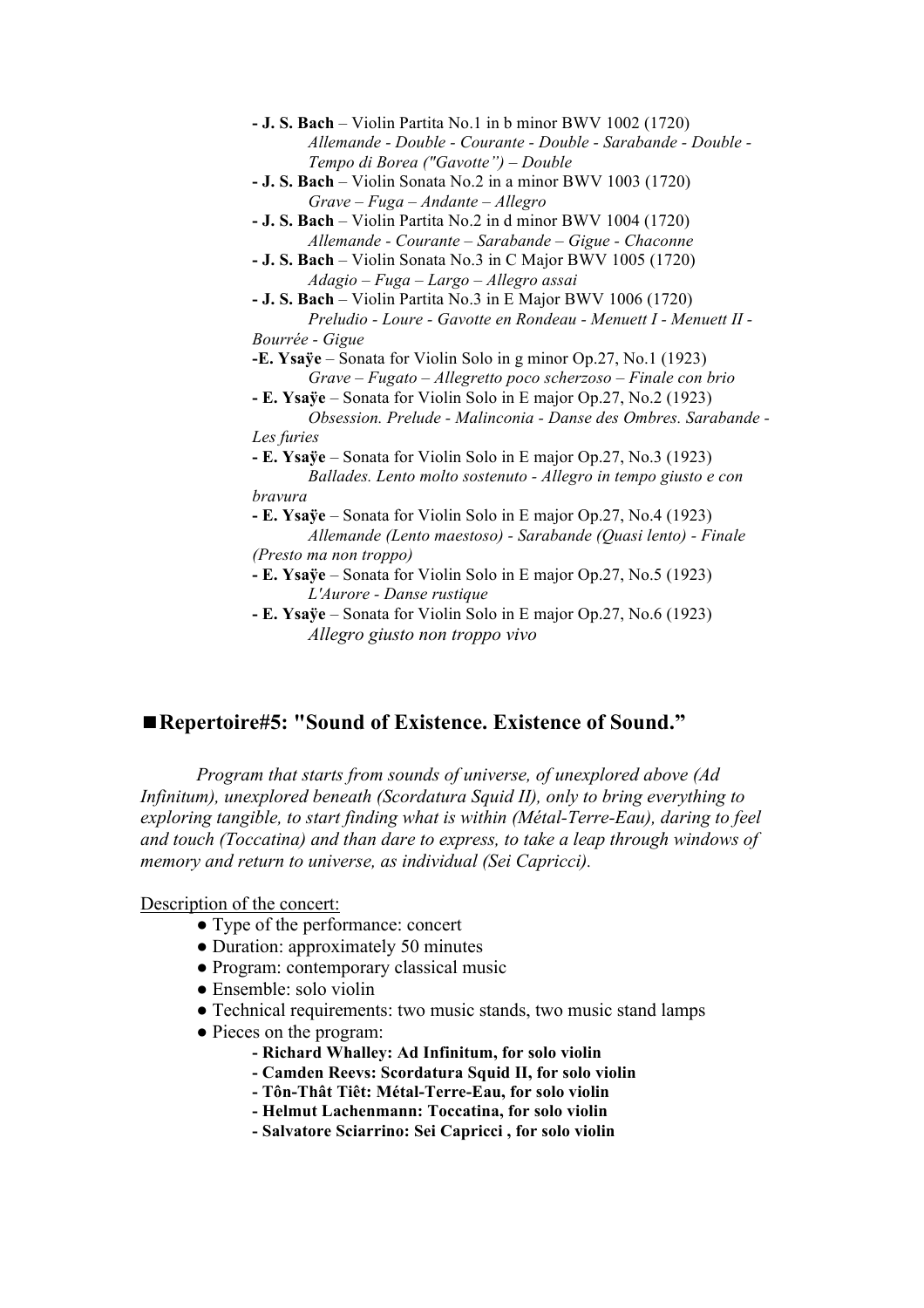- **J. S. Bach** – Violin Partita No.1 in b minor BWV 1002 (1720)
  *Allemande - Double - Courante - Double - Sarabande - Double - Tempo di Borea ("Gavotte") – Double*
- **J. S. Bach** – Violin Sonata No.2 in a minor BWV 1003 (1720)
  *Grave – Fuga – Andante – Allegro*
- **J. S. Bach** – Violin Partita No.2 in d minor BWV 1004 (1720)
  *Allemande - Courante – Sarabande – Gigue - Chaconne*
- **J. S. Bach** – Violin Sonata No.3 in C Major BWV 1005 (1720)
  *Adagio – Fuga – Largo – Allegro assai*
- **J. S. Bach** – Violin Partita No.3 in E Major BWV 1006 (1720)
  *Preludio - Loure - Gavotte en Rondeau - Menuett I - Menuett II - Bourrée - Gigue*
- **E. Ysaÿe** – Sonata for Violin Solo in g minor Op.27, No.1 (1923)
  *Grave – Fugato – Allegretto poco scherzoso – Finale con brio*
- **E. Ysaÿe** – Sonata for Violin Solo in E major Op.27, No.2 (1923)
  *Obsession. Prelude - Malinconia - Danse des Ombres. Sarabande - Les furies*
- **E. Ysaÿe** – Sonata for Violin Solo in E major Op.27, No.3 (1923)
  *Ballades. Lento molto sostenuto - Allegro in tempo giusto e con bravura*
- **E. Ysaÿe** – Sonata for Violin Solo in E major Op.27, No.4 (1923)
  *Allemande (Lento maestoso) - Sarabande (Quasi lento) - Finale (Presto ma non troppo)*
- **E. Ysaÿe** – Sonata for Violin Solo in E major Op.27, No.5 (1923)
  *L'Aurore - Danse rustique*
- **E. Ysaÿe** – Sonata for Violin Solo in E major Op.27, No.6 (1923)
  *Allegro giusto non troppo vivo*

## ■Repertoire#5: "Sound of Existence. Existence of Sound."

*Program that starts from sounds of universe, of unexplored above (Ad Infinitum), unexplored beneath (Scordatura Squid II), only to bring everything to exploring tangible, to start finding what is within (Métal-Terre-Eau), daring to feel and touch (Toccatina) and than dare to express, to take a leap through windows of memory and return to universe, as individual (Sei Capricci).*

<u>Description of the concert:</u>

- Type of the performance: concert
- Duration: approximately 50 minutes
- Program: contemporary classical music
- Ensemble: solo violin
- Technical requirements: two music stands, two music stand lamps
- Pieces on the program:
  - **Richard Whalley: Ad Infinitum, for solo violin**
  - **Camden Reevs: Scordatura Squid II, for solo violin**
  - **Tôn-Thât Tiêt: Métal-Terre-Eau, for solo violin**
  - **Helmut Lachenmann: Toccatina, for solo violin**
  - **Salvatore Sciarrino: Sei Capricci , for solo violin**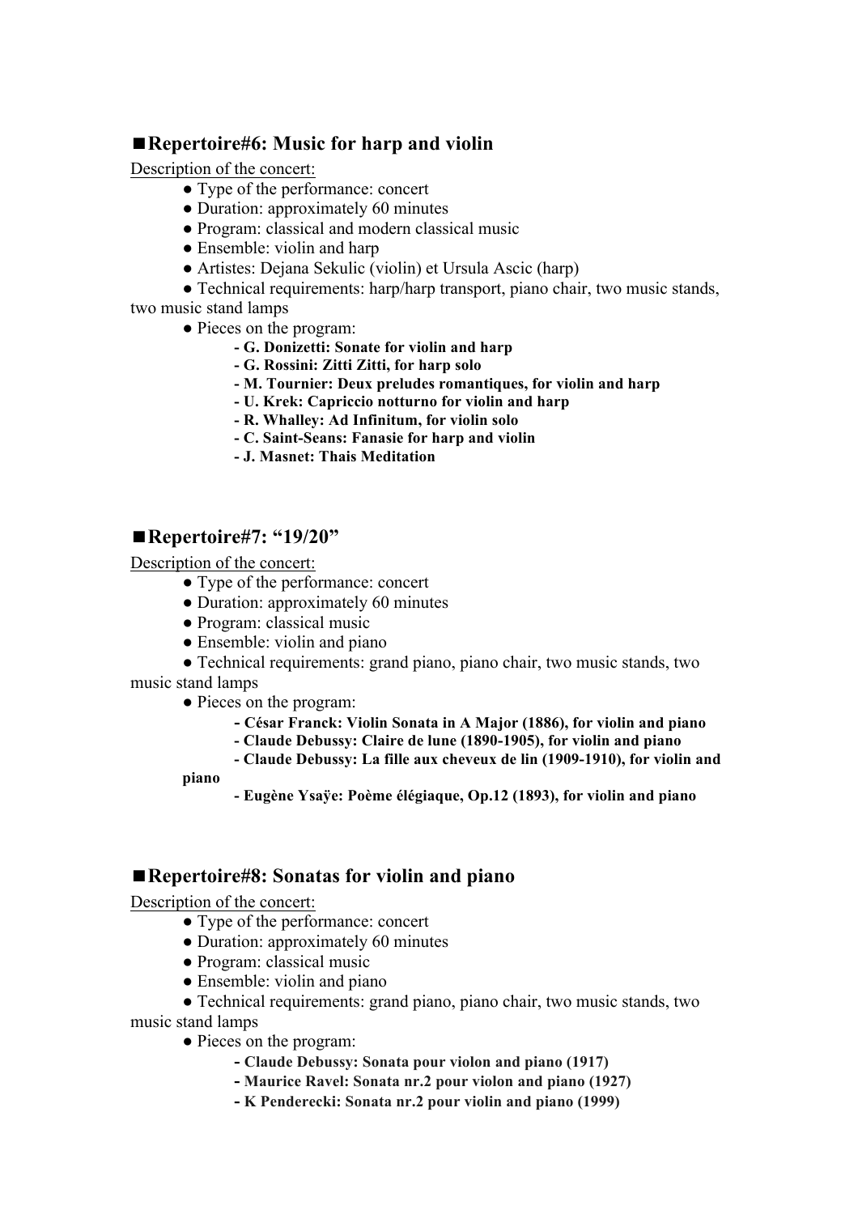## ■Repertoire#6: Music for harp and violin

Description of the concert:

- Type of the performance: concert
- Duration: approximately 60 minutes
- Program: classical and modern classical music
- Ensemble: violin and harp
- Artistes: Dejana Sekulic (violin) et Ursula Ascic (harp)
- Technical requirements: harp/harp transport, piano chair, two music stands, two music stand lamps
- Pieces on the program:
  - **G. Donizetti: Sonate for violin and harp**
  - **G. Rossini: Zitti Zitti, for harp solo**
  - **M. Tournier: Deux preludes romantiques, for violin and harp**
  - **U. Krek: Capriccio notturno for violin and harp**
  - **R. Whalley: Ad Infinitum, for violin solo**
  - **C. Saint-Seans: Fanasie for harp and violin**
  - **J. Masnet: Thais Meditation**

## ■Repertoire#7: "19/20"

Description of the concert:

- Type of the performance: concert
- Duration: approximately 60 minutes
- Program: classical music
- Ensemble: violin and piano
- Technical requirements: grand piano, piano chair, two music stands, two music stand lamps
- Pieces on the program:
  - **César Franck: Violin Sonata in A Major (1886), for violin and piano**
  - **Claude Debussy: Claire de lune (1890-1905), for violin and piano**
  - **Claude Debussy: La fille aux cheveux de lin (1909-1910), for violin and piano**
  - **Eugène Ysaÿe: Poème élégiaque, Op.12 (1893), for violin and piano**

## ■Repertoire#8: Sonatas for violin and piano

Description of the concert:

- Type of the performance: concert
- Duration: approximately 60 minutes
- Program: classical music
- Ensemble: violin and piano
- Technical requirements: grand piano, piano chair, two music stands, two music stand lamps
- Pieces on the program:
  - **Claude Debussy: Sonata pour violon and piano (1917)**
  - **Maurice Ravel: Sonata nr.2 pour violon and piano (1927)**
  - **K Penderecki: Sonata nr.2 pour violin and piano (1999)**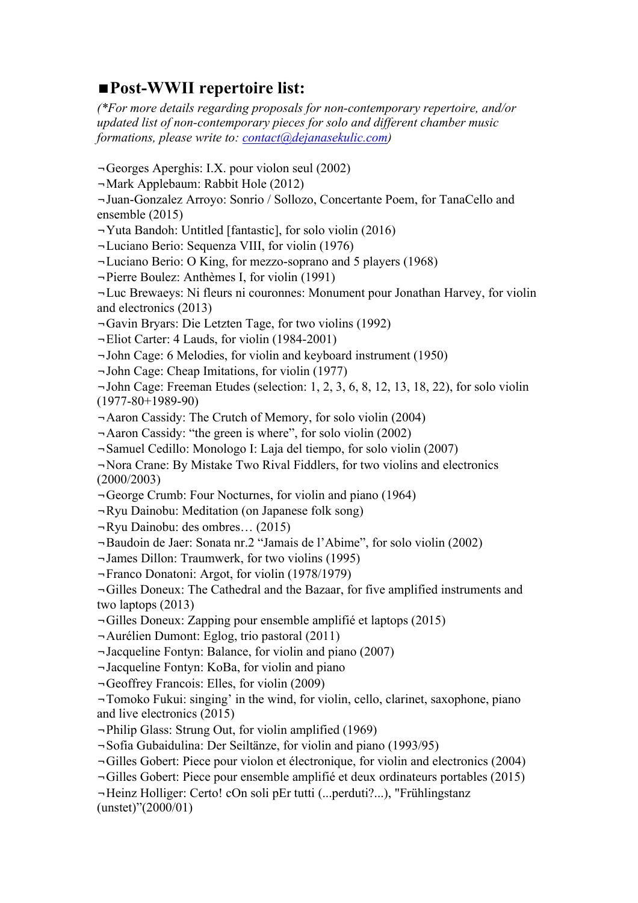## ■Post-WWII repertoire list:

*(\*For more details regarding proposals for non-contemporary repertoire, and/or updated list of non-contemporary pieces for solo and different chamber music formations, please write to: [contact@dejanasekulic.com](mailto:contact@dejanasekulic.com))*

¬Georges Aperghis: I.X. pour violon seul (2002)
¬Mark Applebaum: Rabbit Hole (2012)
¬Juan-Gonzalez Arroyo: Sonrio / Sollozo, Concertante Poem, for TanaCello and ensemble (2015)
¬Yuta Bandoh: Untitled [fantastic], for solo violin (2016)
¬Luciano Berio: Sequenza VIII, for violin (1976)
¬Luciano Berio: O King, for mezzo-soprano and 5 players (1968)
¬Pierre Boulez: Anthèmes I, for violin (1991)
¬Luc Brewaeys: Ni fleurs ni couronnes: Monument pour Jonathan Harvey, for violin and electronics (2013)
¬Gavin Bryars: Die Letzten Tage, for two violins (1992)
¬Eliot Carter: 4 Lauds, for violin (1984-2001)
¬John Cage: 6 Melodies, for violin and keyboard instrument (1950)
¬John Cage: Cheap Imitations, for violin (1977)
¬John Cage: Freeman Etudes (selection: 1, 2, 3, 6, 8, 12, 13, 18, 22), for solo violin (1977-80+1989-90)
¬Aaron Cassidy: The Crutch of Memory, for solo violin (2004)
¬Aaron Cassidy: "the green is where", for solo violin (2002)
¬Samuel Cedillo: Monologo I: Laja del tiempo, for solo violin (2007)
¬Nora Crane: By Mistake Two Rival Fiddlers, for two violins and electronics (2000/2003)
¬George Crumb: Four Nocturnes, for violin and piano (1964)
¬Ryu Dainobu: Meditation (on Japanese folk song)
¬Ryu Dainobu: des ombres… (2015)
¬Baudoin de Jaer: Sonata nr.2 "Jamais de l'Abime", for solo violin (2002)
¬James Dillon: Traumwerk, for two violins (1995)
¬Franco Donatoni: Argot, for violin (1978/1979)
¬Gilles Doneux: The Cathedral and the Bazaar, for five amplified instruments and two laptops (2013)
¬Gilles Doneux: Zapping pour ensemble amplifié et laptops (2015)
¬Aurélien Dumont: Eglog, trio pastoral (2011)
¬Jacqueline Fontyn: Balance, for violin and piano (2007)
¬Jacqueline Fontyn: KoBa, for violin and piano
¬Geoffrey Francois: Elles, for violin (2009)
¬Tomoko Fukui: singing' in the wind, for violin, cello, clarinet, saxophone, piano and live electronics (2015)
¬Philip Glass: Strung Out, for violin amplified (1969)
¬Sofia Gubaidulina: Der Seiltänze, for violin and piano (1993/95)
¬Gilles Gobert: Piece pour violon et électronique, for violin and electronics (2004)
¬Gilles Gobert: Piece pour ensemble amplifié et deux ordinateurs portables (2015)
¬Heinz Holliger: Certo! cOn soli pEr tutti (...perduti?...), "Frühlingstanz (unstet)"(2000/01)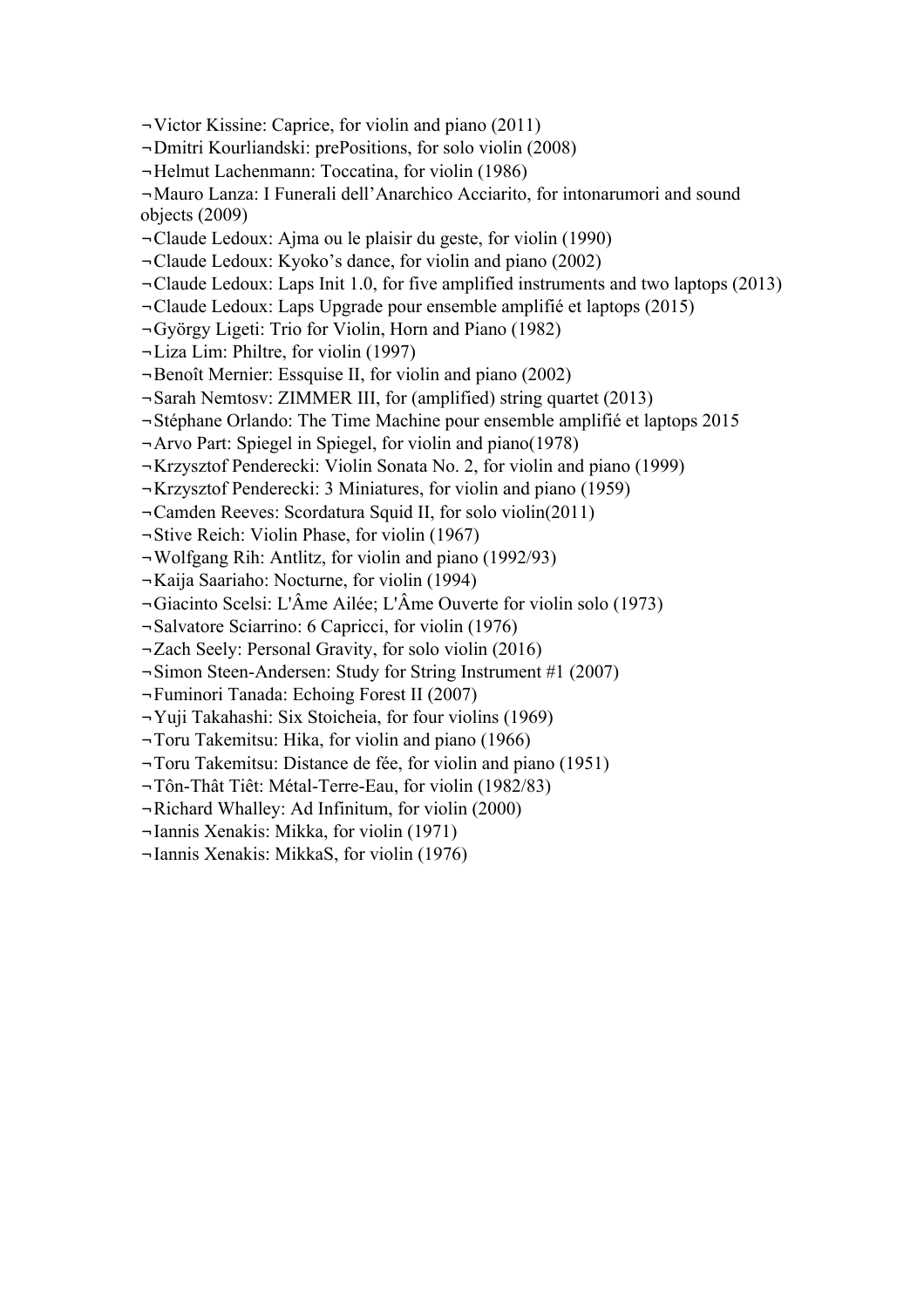¬Victor Kissine: Caprice, for violin and piano (2011)
¬Dmitri Kourliandski: prePositions, for solo violin (2008)
¬Helmut Lachenmann: Toccatina, for violin (1986)
¬Mauro Lanza: I Funerali dell'Anarchico Acciarito, for intonarumori and sound objects (2009)
¬Claude Ledoux: Ajma ou le plaisir du geste, for violin (1990)
¬Claude Ledoux: Kyoko's dance, for violin and piano (2002)
¬Claude Ledoux: Laps Init 1.0, for five amplified instruments and two laptops (2013)
¬Claude Ledoux: Laps Upgrade pour ensemble amplifié et laptops (2015)
¬György Ligeti: Trio for Violin, Horn and Piano (1982)
¬Liza Lim: Philtre, for violin (1997)
¬Benoît Mernier: Esquise II, for violin and piano (2002)
¬Sarah Nemtosv: ZIMMER III, for (amplified) string quartet (2013)
¬Stéphane Orlando: The Time Machine pour ensemble amplifié et laptops 2015
¬Arvo Part: Spiegel in Spiegel, for violin and piano(1978)
¬Krzysztof Penderecki: Violin Sonata No. 2, for violin and piano (1999)
¬Krzysztof Penderecki: 3 Miniatures, for violin and piano (1959)
¬Camden Reeves: Scordatura Squid II, for solo violin(2011)
¬Stive Reich: Violin Phase, for violin (1967)
¬Wolfgang Rih: Antlitz, for violin and piano (1992/93)
¬Kaija Saariaho: Nocturne, for violin (1994)
¬Giacinto Scelsi: L'Âme Ailée; L'Âme Ouverte for violin solo (1973)
¬Salvatore Sciarrino: 6 Capricci, for violin (1976)
¬Zach Seely: Personal Gravity, for solo violin (2016)
¬Simon Steen-Andersen: Study for String Instrument #1 (2007)
¬Fuminori Tanada: Echoing Forest II (2007)
¬Yuji Takahashi: Six Stoicheia, for four violins (1969)
¬Toru Takemitsu: Hika, for violin and piano (1966)
¬Toru Takemitsu: Distance de fée, for violin and piano (1951)
¬Tôn-Thât Tiêt: Métal-Terre-Eau, for violin (1982/83)
¬Richard Whalley: Ad Infinitum, for violin (2000)
¬Iannis Xenakis: Mikka, for violin (1971)
¬Iannis Xenakis: MikkaS, for violin (1976)